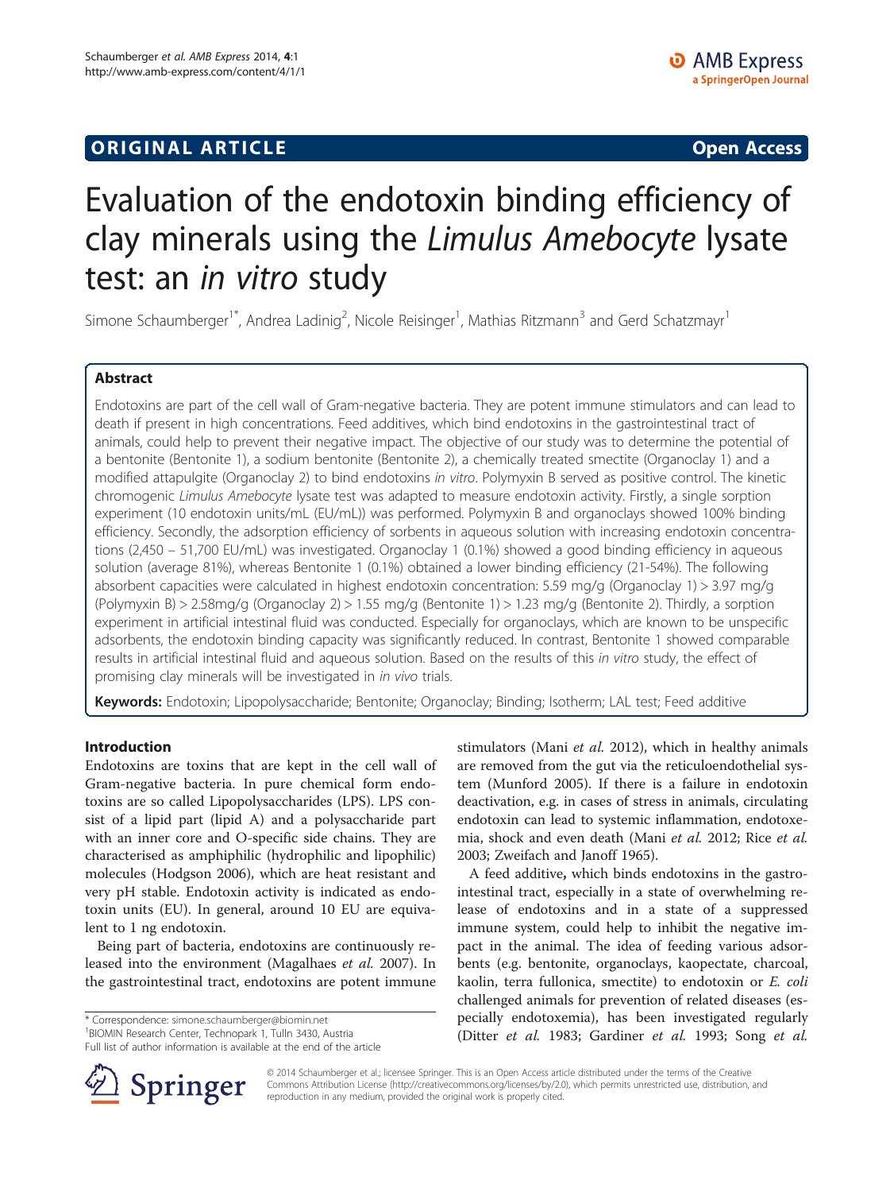**ORIGINAL ARTICLE** **Open Access**

# Evaluation of the endotoxin binding efficiency of clay minerals using the *Limulus Amebocyte* lysate test: an *in vitro* study

Simone Schaumberger[1*], Andrea Ladinig[2], Nicole Reisinger[1], Mathias Ritzmann[3] and Gerd Schatzmayr[1]

## Abstract

Endotoxins are part of the cell wall of Gram-negative bacteria. They are potent immune stimulators and can lead to death if present in high concentrations. Feed additives, which bind endotoxins in the gastrointestinal tract of animals, could help to prevent their negative impact. The objective of our study was to determine the potential of a bentonite (Bentonite 1), a sodium bentonite (Bentonite 2), a chemically treated smectite (Organoclay 1) and a modified attapulgite (Organoclay 2) to bind endotoxins *in vitro*. Polymyxin B served as positive control. The kinetic chromogenic *Limulus Amebocyte* lysate test was adapted to measure endotoxin activity. Firstly, a single sorption experiment (10 endotoxin units/mL (EU/mL)) was performed. Polymyxin B and organoclays showed 100% binding efficiency. Secondly, the adsorption efficiency of sorbents in aqueous solution with increasing endotoxin concentrations (2,450 – 51,700 EU/mL) was investigated. Organoclay 1 (0.1%) showed a good binding efficiency in aqueous solution (average 81%), whereas Bentonite 1 (0.1%) obtained a lower binding efficiency (21-54%). The following absorbent capacities were calculated in highest endotoxin concentration: 5.59 mg/g (Organoclay 1) > 3.97 mg/g (Polymyxin B) > 2.58mg/g (Organoclay 2) > 1.55 mg/g (Bentonite 1) > 1.23 mg/g (Bentonite 2). Thirdly, a sorption experiment in artificial intestinal fluid was conducted. Especially for organoclays, which are known to be unspecific adsorbents, the endotoxin binding capacity was significantly reduced. In contrast, Bentonite 1 showed comparable results in artificial intestinal fluid and aqueous solution. Based on the results of this *in vitro* study, the effect of promising clay minerals will be investigated in *in vivo* trials.

**Keywords:** Endotoxin; Lipopolysaccharide; Bentonite; Organoclay; Binding; Isotherm; LAL test; Feed additive

## Introduction

Endotoxins are toxins that are kept in the cell wall of Gram-negative bacteria. In pure chemical form endotoxins are so called Lipopolysaccharides (LPS). LPS consist of a lipid part (lipid A) and a polysaccharide part with an inner core and O-specific side chains. They are characterised as amphiphilic (hydrophilic and lipophilic) molecules (Hodgson 2006), which are heat resistant and very pH stable. Endotoxin activity is indicated as endotoxin units (EU). In general, around 10 EU are equivalent to 1 ng endotoxin.

Being part of bacteria, endotoxins are continuously released into the environment (Magalhaes *et al.* 2007). In the gastrointestinal tract, endotoxins are potent immune stimulators (Mani *et al.* 2012), which in healthy animals are removed from the gut via the reticuloendothelial system (Munford 2005). If there is a failure in endotoxin deactivation, e.g. in cases of stress in animals, circulating endotoxin can lead to systemic inflammation, endotoxemia, shock and even death (Mani *et al.* 2012; Rice *et al.* 2003; Zweifach and Janoff 1965).

A feed additive**,** which binds endotoxins in the gastrointestinal tract, especially in a state of overwhelming release of endotoxins and in a state of a suppressed immune system, could help to inhibit the negative impact in the animal. The idea of feeding various adsorbents (e.g. bentonite, organoclays, kaopectate, charcoal, kaolin, terra fullonica, smectite) to endotoxin or *E. coli* challenged animals for prevention of related diseases (especially endotoxemia), has been investigated regularly (Ditter *et al.* 1983; Gardiner *et al.* 1993; Song *et al.*

\* Correspondence: simone.schaumberger@biomin.net
[1]BIOMIN Research Center, Technopark 1, Tulln 3430, Austria
Full list of author information is available at the end of the article

© 2014 Schaumberger et al.; licensee Springer. This is an Open Access article distributed under the terms of the Creative Commons Attribution License (http://creativecommons.org/licenses/by/2.0), which permits unrestricted use, distribution, and reproduction in any medium, provided the original work is properly cited.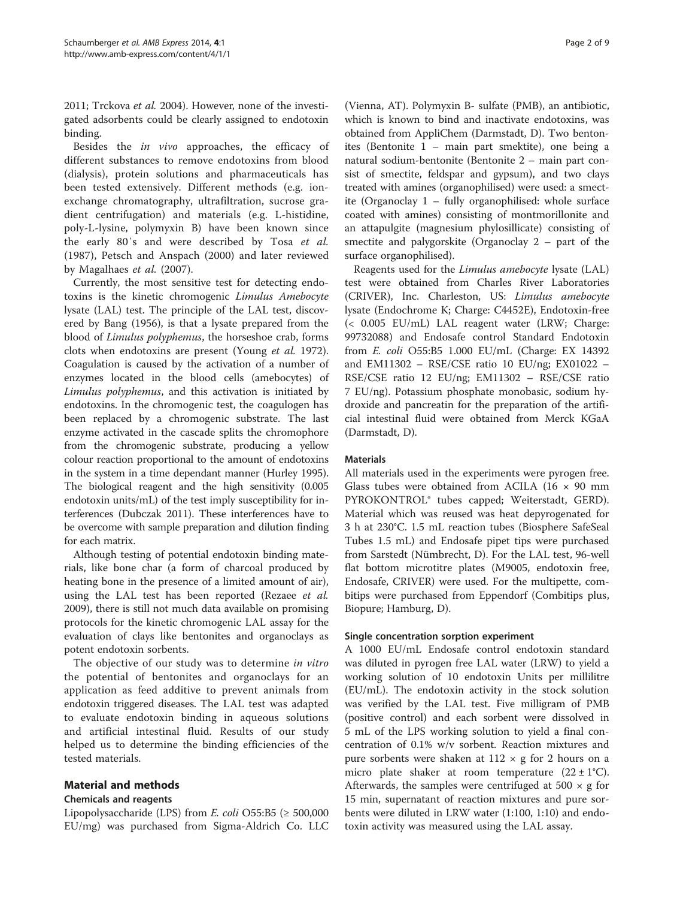2011; Trckova *et al.* 2004). However, none of the investigated adsorbents could be clearly assigned to endotoxin binding.

Besides the *in vivo* approaches, the efficacy of different substances to remove endotoxins from blood (dialysis), protein solutions and pharmaceuticals has been tested extensively. Different methods (e.g. ion-exchange chromatography, ultrafiltration, sucrose gradient centrifugation) and materials (e.g. L-histidine, poly-L-lysine, polymyxin B) have been known since the early 80´s and were described by Tosa *et al.* (1987), Petsch and Anspach (2000) and later reviewed by Magalhaes *et al.* (2007).

Currently, the most sensitive test for detecting endotoxins is the kinetic chromogenic *Limulus Amebocyte* lysate (LAL) test. The principle of the LAL test, discovered by Bang (1956), is that a lysate prepared from the blood of *Limulus polyphemus*, the horseshoe crab, forms clots when endotoxins are present (Young *et al.* 1972). Coagulation is caused by the activation of a number of enzymes located in the blood cells (amebocytes) of *Limulus polyphemus*, and this activation is initiated by endotoxins. In the chromogenic test, the coagulogen has been replaced by a chromogenic substrate. The last enzyme activated in the cascade splits the chromophore from the chromogenic substrate, producing a yellow colour reaction proportional to the amount of endotoxins in the system in a time dependant manner (Hurley 1995). The biological reagent and the high sensitivity (0.005 endotoxin units/mL) of the test imply susceptibility for interferences (Dubczak 2011). These interferences have to be overcome with sample preparation and dilution finding for each matrix.

Although testing of potential endotoxin binding materials, like bone char (a form of charcoal produced by heating bone in the presence of a limited amount of air), using the LAL test has been reported (Rezaee *et al.* 2009), there is still not much data available on promising protocols for the kinetic chromogenic LAL assay for the evaluation of clays like bentonites and organoclays as potent endotoxin sorbents.

The objective of our study was to determine *in vitro* the potential of bentonites and organoclays for an application as feed additive to prevent animals from endotoxin triggered diseases. The LAL test was adapted to evaluate endotoxin binding in aqueous solutions and artificial intestinal fluid. Results of our study helped us to determine the binding efficiencies of the tested materials.

## Material and methods

### Chemicals and reagents

Lipopolysaccharide (LPS) from *E. coli* O55:B5 (≥ 500,000 EU/mg) was purchased from Sigma-Aldrich Co. LLC (Vienna, AT). Polymyxin B- sulfate (PMB), an antibiotic, which is known to bind and inactivate endotoxins, was obtained from AppliChem (Darmstadt, D). Two bentonites (Bentonite 1 – main part smektite), one being a natural sodium-bentonite (Bentonite 2 – main part consist of smectite, feldspar and gypsum), and two clays treated with amines (organophilised) were used: a smectite (Organoclay 1 – fully organophilised: whole surface coated with amines) consisting of montmorillonite and an attapulgite (magnesium phylosillicate) consisting of smectite and palygorskite (Organoclay 2 – part of the surface organophilised).

Reagents used for the *Limulus amebocyte* lysate (LAL) test were obtained from Charles River Laboratories (CRIVER), Inc. Charleston, US: *Limulus amebocyte* lysate (Endochrome K; Charge: C4452E), Endotoxin-free (< 0.005 EU/mL) LAL reagent water (LRW; Charge: 99732088) and Endosafe control Standard Endotoxin from *E. coli* O55:B5 1.000 EU/mL (Charge: EX 14392 and EM11302 – RSE/CSE ratio 10 EU/ng; EX01022 – RSE/CSE ratio 12 EU/ng; EM11302 – RSE/CSE ratio 7 EU/ng). Potassium phosphate monobasic, sodium hydroxide and pancreatin for the preparation of the artificial intestinal fluid were obtained from Merck KGaA (Darmstadt, D).

### Materials

All materials used in the experiments were pyrogen free. Glass tubes were obtained from ACILA (16 × 90 mm PYROKONTROL® tubes capped; Weiterstadt, GERD). Material which was reused was heat depyrogenated for 3 h at 230°C. 1.5 mL reaction tubes (Biosphere SafeSeal Tubes 1.5 mL) and Endosafe pipet tips were purchased from Sarstedt (Nümbrecht, D). For the LAL test, 96-well flat bottom microtitre plates (M9005, endotoxin free, Endosafe, CRIVER) were used. For the multipette, combitips were purchased from Eppendorf (Combitips plus, Biopure; Hamburg, D).

### Single concentration sorption experiment

A 1000 EU/mL Endosafe control endotoxin standard was diluted in pyrogen free LAL water (LRW) to yield a working solution of 10 endotoxin Units per millilitre (EU/mL). The endotoxin activity in the stock solution was verified by the LAL test. Five milligram of PMB (positive control) and each sorbent were dissolved in 5 mL of the LPS working solution to yield a final concentration of 0.1% w/v sorbent. Reaction mixtures and pure sorbents were shaken at 112 × g for 2 hours on a micro plate shaker at room temperature (22 ± 1°C). Afterwards, the samples were centrifuged at 500 × g for 15 min, supernatant of reaction mixtures and pure sorbents were diluted in LRW water (1:100, 1:10) and endotoxin activity was measured using the LAL assay.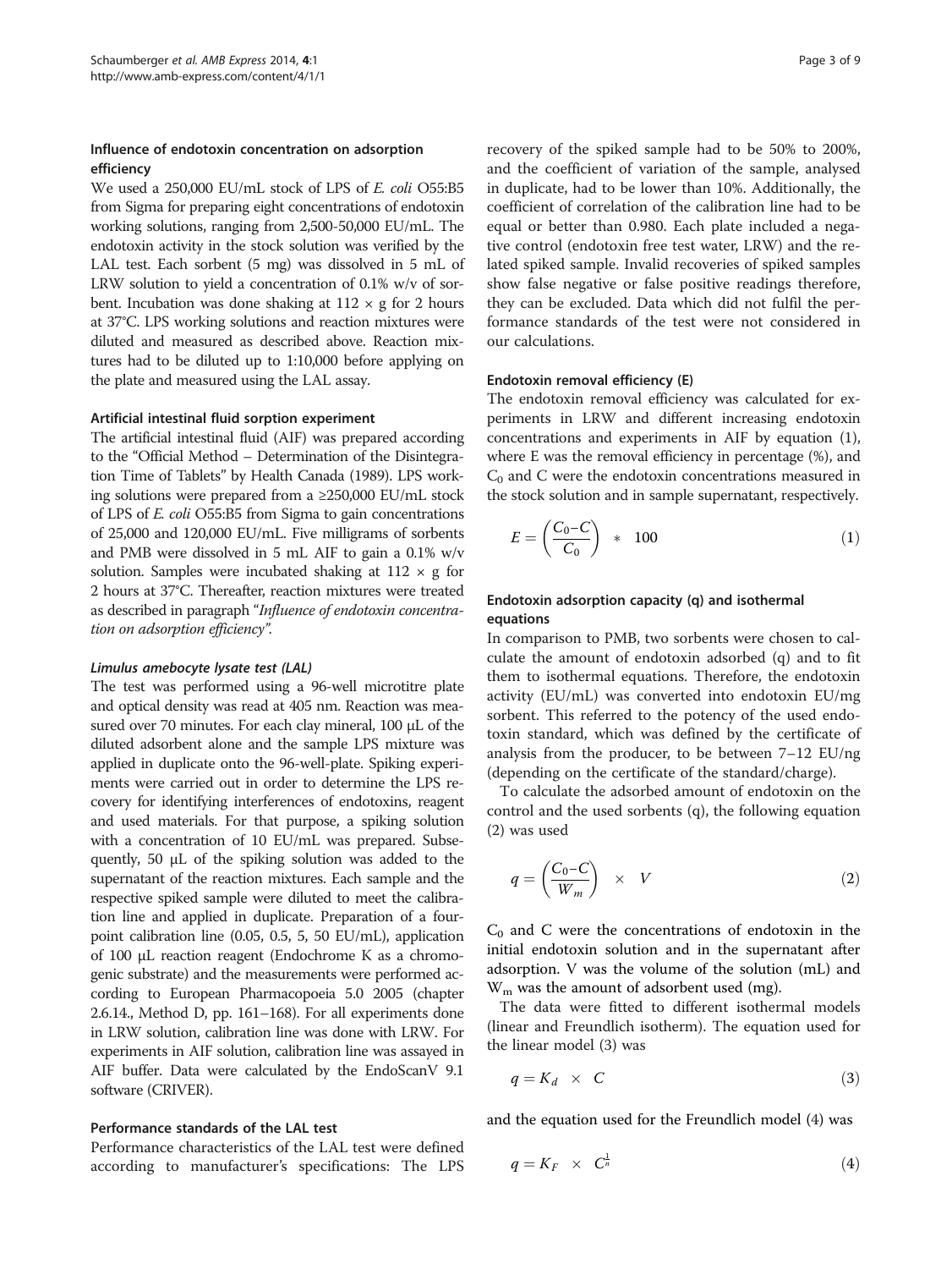### Influence of endotoxin concentration on adsorption efficiency

We used a 250,000 EU/mL stock of LPS of *E. coli* O55:B5 from Sigma for preparing eight concentrations of endotoxin working solutions, ranging from 2,500-50,000 EU/mL. The endotoxin activity in the stock solution was verified by the LAL test. Each sorbent (5 mg) was dissolved in 5 mL of LRW solution to yield a concentration of 0.1% w/v of sorbent. Incubation was done shaking at 112 × g for 2 hours at 37°C. LPS working solutions and reaction mixtures were diluted and measured as described above. Reaction mixtures had to be diluted up to 1:10,000 before applying on the plate and measured using the LAL assay.

### Artificial intestinal fluid sorption experiment

The artificial intestinal fluid (AIF) was prepared according to the "Official Method – Determination of the Disintegration Time of Tablets" by Health Canada (1989). LPS working solutions were prepared from a ≥250,000 EU/mL stock of LPS of *E. coli* O55:B5 from Sigma to gain concentrations of 25,000 and 120,000 EU/mL. Five milligrams of sorbents and PMB were dissolved in 5 mL AIF to gain a 0.1% w/v solution. Samples were incubated shaking at 112 × g for 2 hours at 37°C. Thereafter, reaction mixtures were treated as described in paragraph "*Influence of endotoxin concentration on adsorption efficiency*".

#### *Limulus amebocyte lysate test (LAL)*

The test was performed using a 96-well microtitre plate and optical density was read at 405 nm. Reaction was measured over 70 minutes. For each clay mineral, 100 μL of the diluted adsorbent alone and the sample LPS mixture was applied in duplicate onto the 96-well-plate. Spiking experiments were carried out in order to determine the LPS recovery for identifying interferences of endotoxins, reagent and used materials. For that purpose, a spiking solution with a concentration of 10 EU/mL was prepared. Subsequently, 50 μL of the spiking solution was added to the supernatant of the reaction mixtures. Each sample and the respective spiked sample were diluted to meet the calibration line and applied in duplicate. Preparation of a four-point calibration line (0.05, 0.5, 5, 50 EU/mL), application of 100 μL reaction reagent (Endochrome K as a chromogenic substrate) and the measurements were performed according to European Pharmacopoeia 5.0 2005 (chapter 2.6.14., Method D, pp. 161–168). For all experiments done in LRW solution, calibration line was done with LRW. For experiments in AIF solution, calibration line was assayed in AIF buffer. Data were calculated by the EndoScanV 9.1 software (CRIVER).

### Performance standards of the LAL test

Performance characteristics of the LAL test were defined according to manufacturer's specifications: The LPS recovery of the spiked sample had to be 50% to 200%, and the coefficient of variation of the sample, analysed in duplicate, had to be lower than 10%. Additionally, the coefficient of correlation of the calibration line had to be equal or better than 0.980. Each plate included a negative control (endotoxin free test water, LRW) and the related spiked sample. Invalid recoveries of spiked samples show false negative or false positive readings therefore, they can be excluded. Data which did not fulfil the performance standards of the test were not considered in our calculations.

### Endotoxin removal efficiency (E)

The endotoxin removal efficiency was calculated for experiments in LRW and different increasing endotoxin concentrations and experiments in AIF by equation (1), where E was the removal efficiency in percentage (%), and $C_0$ and C were the endotoxin concentrations measured in the stock solution and in sample supernatant, respectively.

$$E = \left(\frac{C_0 - C}{C_0}\right) * 100 \tag{1}$$

### Endotoxin adsorption capacity (q) and isothermal equations

In comparison to PMB, two sorbents were chosen to calculate the amount of endotoxin adsorbed (q) and to fit them to isothermal equations. Therefore, the endotoxin activity (EU/mL) was converted into endotoxin EU/mg sorbent. This referred to the potency of the used endotoxin standard, which was defined by the certificate of analysis from the producer, to be between 7–12 EU/ng (depending on the certificate of the standard/charge).

To calculate the adsorbed amount of endotoxin on the control and the used sorbents (q), the following equation (2) was used

$$q = \left(\frac{C_0 - C}{W_m}\right) \times V \tag{2}$$

$C_0$ and C were the concentrations of endotoxin in the initial endotoxin solution and in the supernatant after adsorption. V was the volume of the solution (mL) and $W_m$ was the amount of adsorbent used (mg).

The data were fitted to different isothermal models (linear and Freundlich isotherm). The equation used for the linear model (3) was

$$q = K_d \times C \tag{3}$$

and the equation used for the Freundlich model (4) was

$$q = K_F \times C^{\frac{1}{n}} \tag{4}$$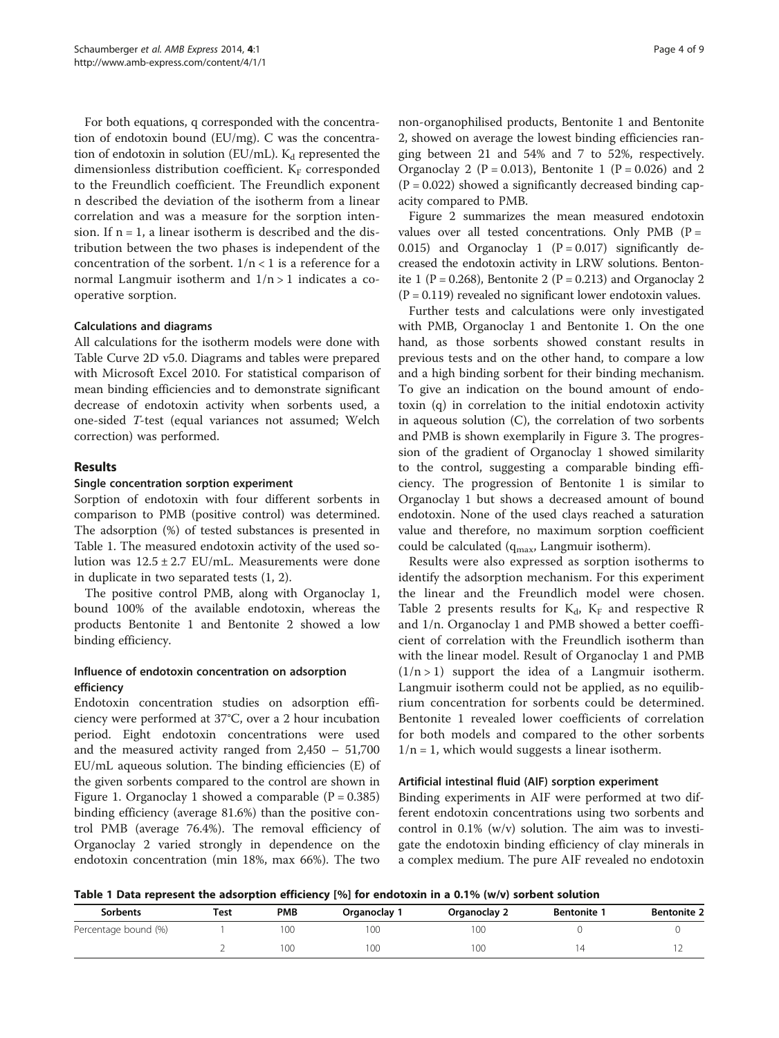For both equations, q corresponded with the concentration of endotoxin bound (EU/mg). C was the concentration of endotoxin in solution (EU/mL). $K_d$ represented the dimensionless distribution coefficient. $K_F$ corresponded to the Freundlich coefficient. The Freundlich exponent n described the deviation of the isotherm from a linear correlation and was a measure for the sorption intension. If $n = 1$, a linear isotherm is described and the distribution between the two phases is independent of the concentration of the sorbent. $1/n < 1$ is a reference for a normal Langmuir isotherm and $1/n > 1$ indicates a cooperative sorption.

### Calculations and diagrams

All calculations for the isotherm models were done with Table Curve 2D v5.0. Diagrams and tables were prepared with Microsoft Excel 2010. For statistical comparison of mean binding efficiencies and to demonstrate significant decrease of endotoxin activity when sorbents used, a one-sided *T*-test (equal variances not assumed; Welch correction) was performed.

## Results

### Single concentration sorption experiment

Sorption of endotoxin with four different sorbents in comparison to PMB (positive control) was determined. The adsorption (%) of tested substances is presented in Table 1. The measured endotoxin activity of the used solution was 12.5 ± 2.7 EU/mL. Measurements were done in duplicate in two separated tests (1, 2).

The positive control PMB, along with Organoclay 1, bound 100% of the available endotoxin, whereas the products Bentonite 1 and Bentonite 2 showed a low binding efficiency.

### Influence of endotoxin concentration on adsorption efficiency

Endotoxin concentration studies on adsorption efficiency were performed at 37°C, over a 2 hour incubation period. Eight endotoxin concentrations were used and the measured activity ranged from 2,450 – 51,700 EU/mL aqueous solution. The binding efficiencies (E) of the given sorbents compared to the control are shown in Figure 1. Organoclay 1 showed a comparable ($P = 0.385$) binding efficiency (average 81.6%) than the positive control PMB (average 76.4%). The removal efficiency of Organoclay 2 varied strongly in dependence on the endotoxin concentration (min 18%, max 66%). The two non-organophilised products, Bentonite 1 and Bentonite 2, showed on average the lowest binding efficiencies ranging between 21 and 54% and 7 to 52%, respectively. Organoclay 2 ($P = 0.013$), Bentonite 1 ($P = 0.026$) and 2 ($P = 0.022$) showed a significantly decreased binding capacity compared to PMB.

Figure 2 summarizes the mean measured endotoxin values over all tested concentrations. Only PMB ($P = 0.015$) and Organoclay 1 ($P = 0.017$) significantly decreased the endotoxin activity in LRW solutions. Bentonite 1 ($P = 0.268$), Bentonite 2 ($P = 0.213$) and Organoclay 2 ($P = 0.119$) revealed no significant lower endotoxin values.

Further tests and calculations were only investigated with PMB, Organoclay 1 and Bentonite 1. On the one hand, as those sorbents showed constant results in previous tests and on the other hand, to compare a low and a high binding sorbent for their binding mechanism. To give an indication on the bound amount of endotoxin (q) in correlation to the initial endotoxin activity in aqueous solution (C), the correlation of two sorbents and PMB is shown exemplarily in Figure 3. The progression of the gradient of Organoclay 1 showed similarity to the control, suggesting a comparable binding efficiency. The progression of Bentonite 1 is similar to Organoclay 1 but shows a decreased amount of bound endotoxin. None of the used clays reached a saturation value and therefore, no maximum sorption coefficient could be calculated ($q_{max}$, Langmuir isotherm).

Results were also expressed as sorption isotherms to identify the adsorption mechanism. For this experiment the linear and the Freundlich model were chosen. Table 2 presents results for $K_d$, $K_F$ and respective R and 1/n. Organoclay 1 and PMB showed a better coefficient of correlation with the Freundlich isotherm than with the linear model. Result of Organoclay 1 and PMB ($1/n > 1$) support the idea of a Langmuir isotherm. Langmuir isotherm could not be applied, as no equilibrium concentration for sorbents could be determined. Bentonite 1 revealed lower coefficients of correlation for both models and compared to the other sorbents $1/n = 1$, which would suggests a linear isotherm.

### Artificial intestinal fluid (AIF) sorption experiment

Binding experiments in AIF were performed at two different endotoxin concentrations using two sorbents and control in 0.1% (w/v) solution. The aim was to investigate the endotoxin binding efficiency of clay minerals in a complex medium. The pure AIF revealed no endotoxin

**Table 1 Data represent the adsorption efficiency [%] for endotoxin in a 0.1% (w/v) sorbent solution**

| Sorbents | Test | PMB | Organoclay 1 | Organoclay 2 | Bentonite 1 | Bentonite 2 |
|---|---|---|---|---|---|---|
| Percentage bound (%) | 1 | 100 | 100 | 100 | 0 | 0 |
| | 2 | 100 | 100 | 100 | 14 | 12 |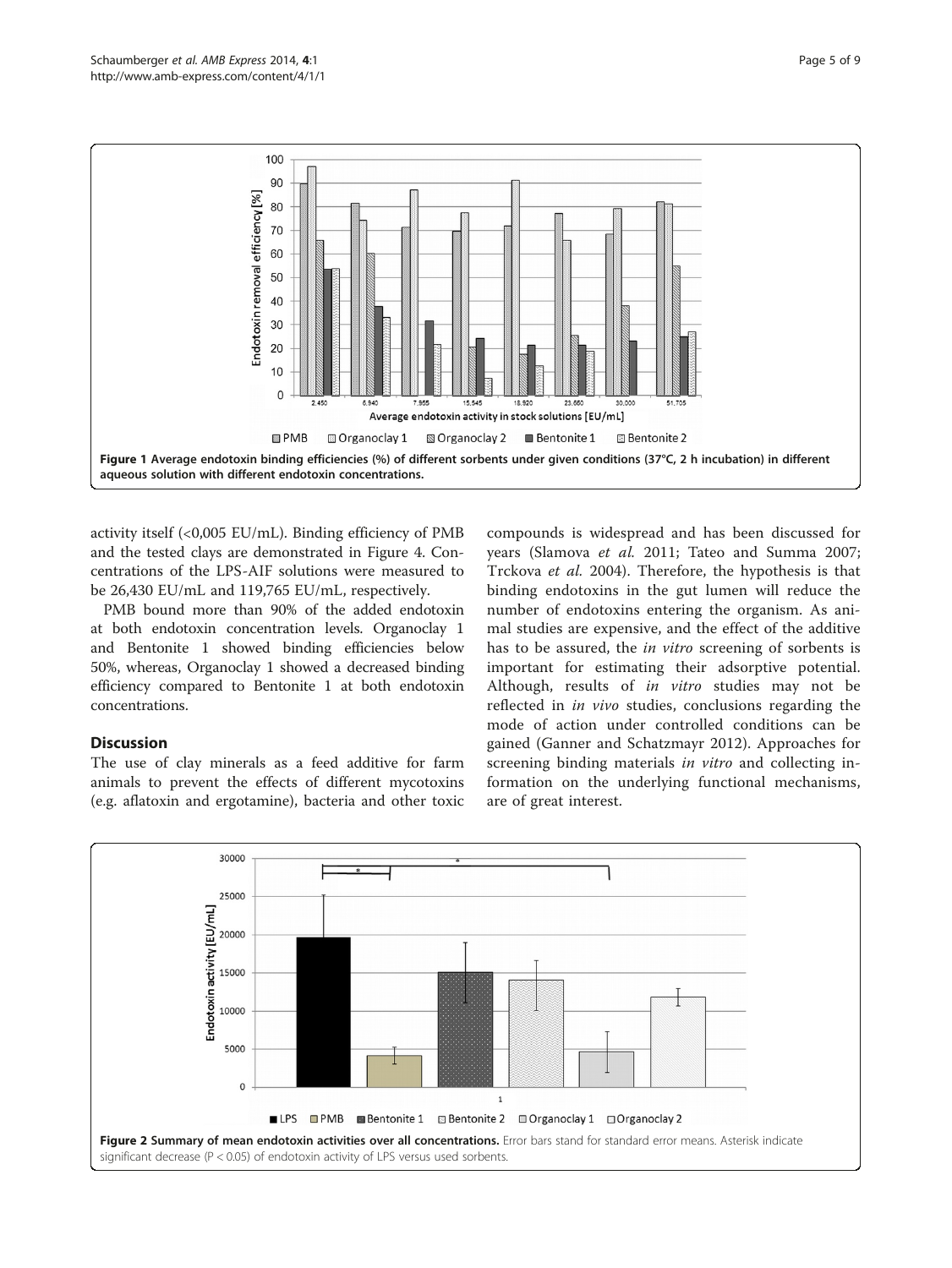Figure 1 Average endotoxin binding efficiencies (%) of different sorbents under given conditions (37°C, 2 h incubation) in different aqueous solution with different endotoxin concentrations.

activity itself (<0,005 EU/mL). Binding efficiency of PMB and the tested clays are demonstrated in Figure 4. Concentrations of the LPS-AIF solutions were measured to be 26,430 EU/mL and 119,765 EU/mL, respectively.

PMB bound more than 90% of the added endotoxin at both endotoxin concentration levels. Organoclay 1 and Bentonite 1 showed binding efficiencies below 50%, whereas, Organoclay 1 showed a decreased binding efficiency compared to Bentonite 1 at both endotoxin concentrations.

## Discussion

The use of clay minerals as a feed additive for farm animals to prevent the effects of different mycotoxins (e.g. aflatoxin and ergotamine), bacteria and other toxic compounds is widespread and has been discussed for years (Slamova *et al.* 2011; Tateo and Summa 2007; Trckova *et al.* 2004). Therefore, the hypothesis is that binding endotoxins in the gut lumen will reduce the number of endotoxins entering the organism. As animal studies are expensive, and the effect of the additive has to be assured, the *in vitro* screening of sorbents is important for estimating their adsorptive potential. Although, results of *in vitro* studies may not be reflected in *in vivo* studies, conclusions regarding the mode of action under controlled conditions can be gained (Ganner and Schatzmayr 2012). Approaches for screening binding materials *in vitro* and collecting information on the underlying functional mechanisms, are of great interest.

Figure 2 Summary of mean endotoxin activities over all concentrations. Error bars stand for standard error means. Asterisk indicate significant decrease (P < 0.05) of endotoxin activity of LPS versus used sorbents.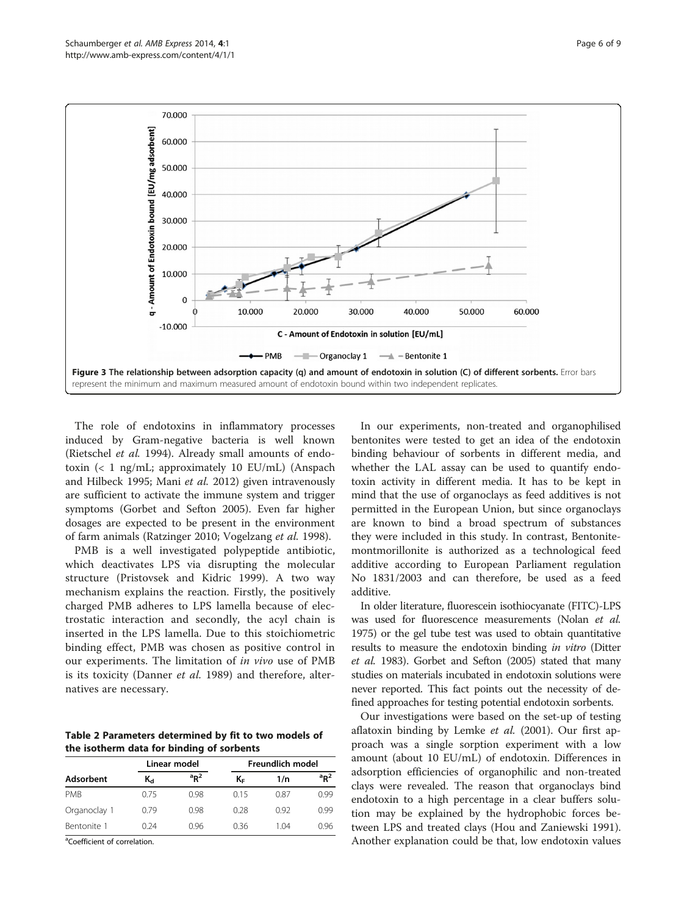Figure 3 The relationship between adsorption capacity (q) and amount of endotoxin in solution (C) of different sorbents. Error bars represent the minimum and maximum measured amount of endotoxin bound within two independent replicates.

The role of endotoxins in inflammatory processes induced by Gram-negative bacteria is well known (Rietschel *et al.* 1994). Already small amounts of endotoxin (< 1 ng/mL; approximately 10 EU/mL) (Anspach and Hilbeck 1995; Mani *et al.* 2012) given intravenously are sufficient to activate the immune system and trigger symptoms (Gorbet and Sefton 2005). Even far higher dosages are expected to be present in the environment of farm animals (Ratzinger 2010; Vogelzang *et al.* 1998).

PMB is a well investigated polypeptide antibiotic, which deactivates LPS via disrupting the molecular structure (Pristovsek and Kidric 1999). A two way mechanism explains the reaction. Firstly, the positively charged PMB adheres to LPS lamella because of electrostatic interaction and secondly, the acyl chain is inserted in the LPS lamella. Due to this stoichiometric binding effect, PMB was chosen as positive control in our experiments. The limitation of *in vivo* use of PMB is its toxicity (Danner *et al.* 1989) and therefore, alternatives are necessary.

**Table 2 Parameters determined by fit to two models of the isotherm data for binding of sorbents**

| | Linear model | | Freundlich model | | |
|---|---|---|---|---|---|
| Adsorbent | $K_d$ | $^aR^2$ | $K_F$ | 1/n | $^aR^2$ |
| PMB | 0.75 | 0.98 | 0.15 | 0.87 | 0.99 |
| Organoclay 1 | 0.79 | 0.98 | 0.28 | 0.92 | 0.99 |
| Bentonite 1 | 0.24 | 0.96 | 0.36 | 1.04 | 0.96 |

[a]Coefficient of correlation.

In our experiments, non-treated and organophilised bentonites were tested to get an idea of the endotoxin binding behaviour of sorbents in different media, and whether the LAL assay can be used to quantify endotoxin activity in different media. It has to be kept in mind that the use of organoclays as feed additives is not permitted in the European Union, but since organoclays are known to bind a broad spectrum of substances they were included in this study. In contrast, Bentonite-montmorillonite is authorized as a technological feed additive according to European Parliament regulation No 1831/2003 and can therefore, be used as a feed additive.

In older literature, fluorescein isothiocyanate (FITC)-LPS was used for fluorescence measurements (Nolan *et al.* 1975) or the gel tube test was used to obtain quantitative results to measure the endotoxin binding *in vitro* (Ditter *et al.* 1983). Gorbet and Sefton (2005) stated that many studies on materials incubated in endotoxin solutions were never reported. This fact points out the necessity of defined approaches for testing potential endotoxin sorbents.

Our investigations were based on the set-up of testing aflatoxin binding by Lemke *et al.* (2001). Our first approach was a single sorption experiment with a low amount (about 10 EU/mL) of endotoxin. Differences in adsorption efficiencies of organophilic and non-treated clays were revealed. The reason that organoclays bind endotoxin to a high percentage in a clear buffers solution may be explained by the hydrophobic forces between LPS and treated clays (Hou and Zaniewski 1991). Another explanation could be that, low endotoxin values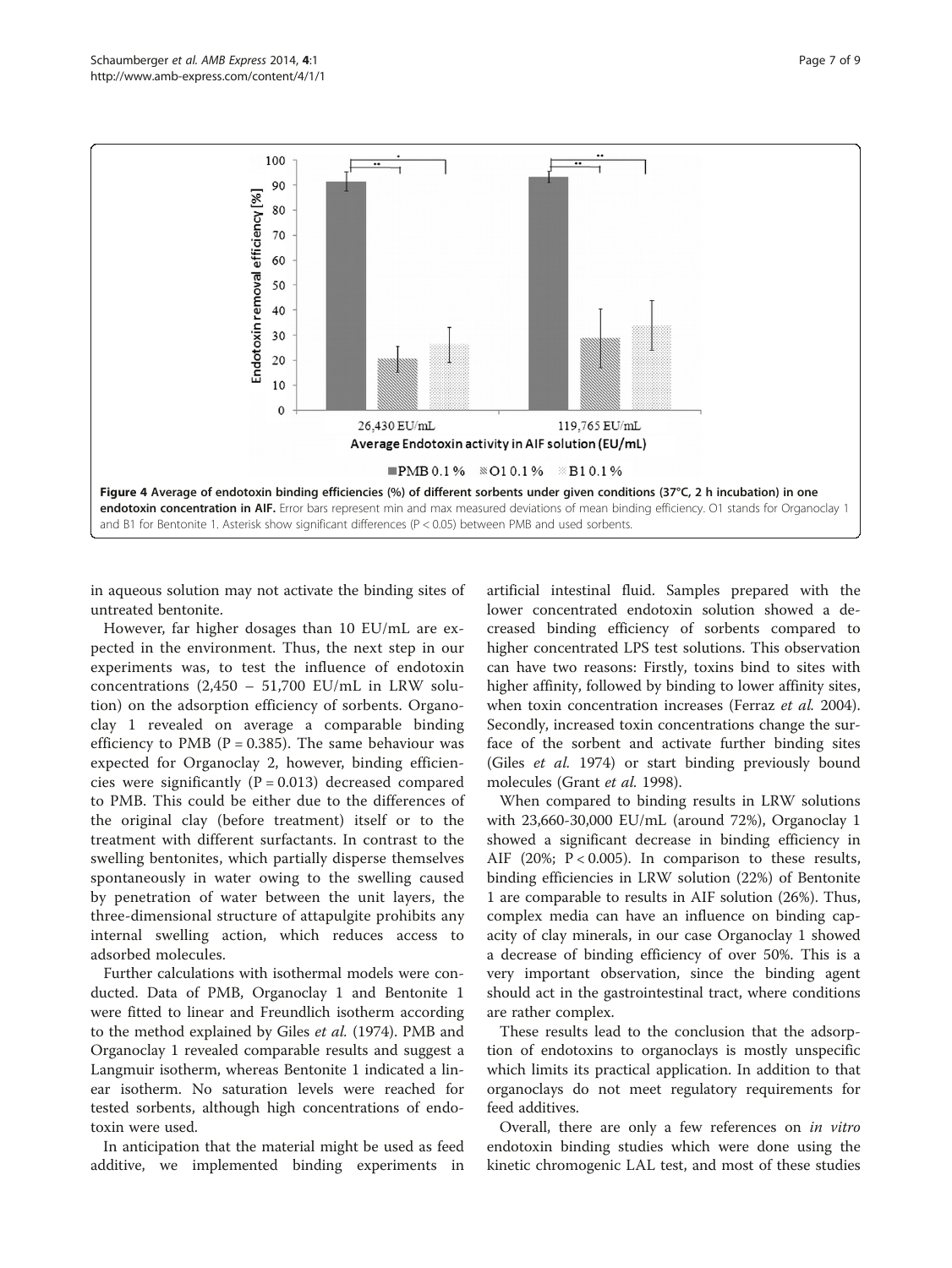Figure 4 Average of endotoxin binding efficiencies (%) of different sorbents under given conditions (37°C, 2 h incubation) in one endotoxin concentration in AIF. Error bars represent min and max measured deviations of mean binding efficiency. O1 stands for Organoclay 1 and B1 for Bentonite 1. Asterisk show significant differences (P < 0.05) between PMB and used sorbents.

in aqueous solution may not activate the binding sites of untreated bentonite.

However, far higher dosages than 10 EU/mL are expected in the environment. Thus, the next step in our experiments was, to test the influence of endotoxin concentrations (2,450 – 51,700 EU/mL in LRW solution) on the adsorption efficiency of sorbents. Organoclay 1 revealed on average a comparable binding efficiency to PMB (P = 0.385). The same behaviour was expected for Organoclay 2, however, binding efficiencies were significantly (P = 0.013) decreased compared to PMB. This could be either due to the differences of the original clay (before treatment) itself or to the treatment with different surfactants. In contrast to the swelling bentonites, which partially disperse themselves spontaneously in water owing to the swelling caused by penetration of water between the unit layers, the three-dimensional structure of attapulgite prohibits any internal swelling action, which reduces access to adsorbed molecules.

Further calculations with isothermal models were conducted. Data of PMB, Organoclay 1 and Bentonite 1 were fitted to linear and Freundlich isotherm according to the method explained by Giles *et al.* (1974). PMB and Organoclay 1 revealed comparable results and suggest a Langmuir isotherm, whereas Bentonite 1 indicated a linear isotherm. No saturation levels were reached for tested sorbents, although high concentrations of endotoxin were used.

In anticipation that the material might be used as feed additive, we implemented binding experiments in artificial intestinal fluid. Samples prepared with the lower concentrated endotoxin solution showed a decreased binding efficiency of sorbents compared to higher concentrated LPS test solutions. This observation can have two reasons: Firstly, toxins bind to sites with higher affinity, followed by binding to lower affinity sites, when toxin concentration increases (Ferraz *et al.* 2004). Secondly, increased toxin concentrations change the surface of the sorbent and activate further binding sites (Giles *et al.* 1974) or start binding previously bound molecules (Grant *et al.* 1998).

When compared to binding results in LRW solutions with 23,660-30,000 EU/mL (around 72%), Organoclay 1 showed a significant decrease in binding efficiency in AIF (20%; P < 0.005). In comparison to these results, binding efficiencies in LRW solution (22%) of Bentonite 1 are comparable to results in AIF solution (26%). Thus, complex media can have an influence on binding capacity of clay minerals, in our case Organoclay 1 showed a decrease of binding efficiency of over 50%. This is a very important observation, since the binding agent should act in the gastrointestinal tract, where conditions are rather complex.

These results lead to the conclusion that the adsorption of endotoxins to organoclays is mostly unspecific which limits its practical application. In addition to that organoclays do not meet regulatory requirements for feed additives.

Overall, there are only a few references on *in vitro* endotoxin binding studies which were done using the kinetic chromogenic LAL test, and most of these studies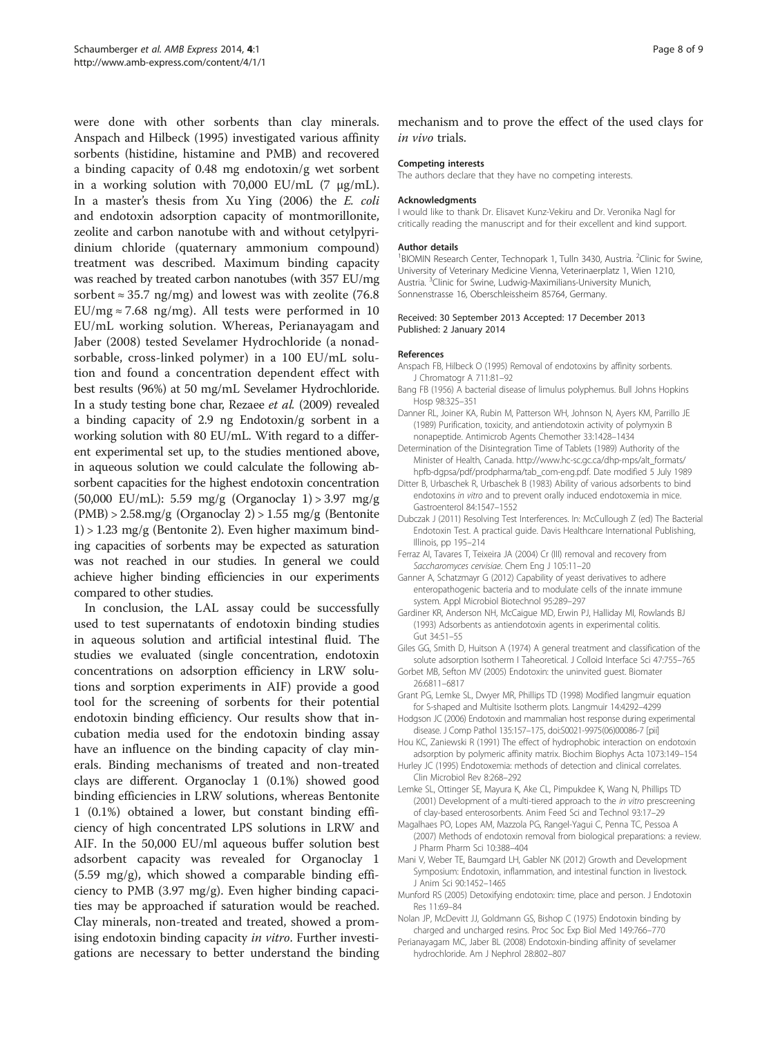were done with other sorbents than clay minerals. Anspach and Hilbeck (1995) investigated various affinity sorbents (histidine, histamine and PMB) and recovered a binding capacity of 0.48 mg endotoxin/g wet sorbent in a working solution with 70,000 EU/mL (7 μg/mL). In a master's thesis from Xu Ying (2006) the *E. coli* and endotoxin adsorption capacity of montmorillonite, zeolite and carbon nanotube with and without cetylpyridinium chloride (quaternary ammonium compound) treatment was described. Maximum binding capacity was reached by treated carbon nanotubes (with 357 EU/mg sorbent ≈ 35.7 ng/mg) and lowest was with zeolite (76.8 EU/mg ≈ 7.68 ng/mg). All tests were performed in 10 EU/mL working solution. Whereas, Perianayagam and Jaber (2008) tested Sevelamer Hydrochloride (a nonadsorbable, cross-linked polymer) in a 100 EU/mL solution and found a concentration dependent effect with best results (96%) at 50 mg/mL Sevelamer Hydrochloride. In a study testing bone char, Rezaee *et al.* (2009) revealed a binding capacity of 2.9 ng Endotoxin/g sorbent in a working solution with 80 EU/mL. With regard to a different experimental set up, to the studies mentioned above, in aqueous solution we could calculate the following absorbent capacities for the highest endotoxin concentration (50,000 EU/mL): 5.59 mg/g (Organoclay 1) > 3.97 mg/g (PMB) > 2.58.mg/g (Organoclay 2) > 1.55 mg/g (Bentonite 1) > 1.23 mg/g (Bentonite 2). Even higher maximum binding capacities of sorbents may be expected as saturation was not reached in our studies. In general we could achieve higher binding efficiencies in our experiments compared to other studies.

In conclusion, the LAL assay could be successfully used to test supernatants of endotoxin binding studies in aqueous solution and artificial intestinal fluid. The studies we evaluated (single concentration, endotoxin concentrations on adsorption efficiency in LRW solutions and sorption experiments in AIF) provide a good tool for the screening of sorbents for their potential endotoxin binding efficiency. Our results show that incubation media used for the endotoxin binding assay have an influence on the binding capacity of clay minerals. Binding mechanisms of treated and non-treated clays are different. Organoclay 1 (0.1%) showed good binding efficiencies in LRW solutions, whereas Bentonite 1 (0.1%) obtained a lower, but constant binding efficiency of high concentrated LPS solutions in LRW and AIF. In the 50,000 EU/ml aqueous buffer solution best adsorbent capacity was revealed for Organoclay 1 (5.59 mg/g), which showed a comparable binding efficiency to PMB (3.97 mg/g). Even higher binding capacities may be approached if saturation would be reached. Clay minerals, non-treated and treated, showed a promising endotoxin binding capacity *in vitro*. Further investigations are necessary to better understand the binding mechanism and to prove the effect of the used clays for *in vivo* trials.

#### Competing interests
The authors declare that they have no competing interests.

#### Acknowledgments
I would like to thank Dr. Elisavet Kunz-Vekiru and Dr. Veronika Nagl for critically reading the manuscript and for their excellent and kind support.

#### Author details
[1]BIOMIN Research Center, Technopark 1, Tulln 3430, Austria. [2]Clinic for Swine, University of Veterinary Medicine Vienna, Veterinaerplatz 1, Wien 1210, Austria. [3]Clinic for Swine, Ludwig-Maximilians-University Munich, Sonnenstrasse 16, Oberschleissheim 85764, Germany.

Received: 30 September 2013 Accepted: 17 December 2013
Published: 2 January 2014

#### References
Anspach FB, Hilbeck O (1995) Removal of endotoxins by affinity sorbents. J Chromatogr A 711:81–92

Bang FB (1956) A bacterial disease of limulus polyphemus. Bull Johns Hopkins Hosp 98:325–351

Danner RL, Joiner KA, Rubin M, Patterson WH, Johnson N, Ayers KM, Parrillo JE (1989) Purification, toxicity, and antiendotoxin activity of polymyxin B nonapeptide. Antimicrob Agents Chemother 33:1428–1434

Determination of the Disintegration Time of Tablets (1989) Authority of the Minister of Health, Canada. http://www.hc-sc.gc.ca/dhp-mps/alt_formats/hpfb-dgpsa/pdf/prodpharma/tab_com-eng.pdf. Date modified 5 July 1989

Ditter B, Urbaschek R, Urbaschek B (1983) Ability of various adsorbents to bind endotoxins *in vitro* and to prevent orally induced endotoxemia in mice. Gastroenterol 84:1547–1552

Dubczak J (2011) Resolving Test Interferences. In: McCullough Z (ed) The Bacterial Endotoxin Test. A practical guide. Davis Healthcare International Publishing, Illinois, pp 195–214

Ferraz AI, Tavares T, Teixeira JA (2004) Cr (III) removal and recovery from *Saccharomyces cervisiae*. Chem Eng J 105:11–20

Ganner A, Schatzmayr G (2012) Capability of yeast derivatives to adhere enteropathogenic bacteria and to modulate cells of the innate immune system. Appl Microbiol Biotechnol 95:289–297

Gardiner KR, Anderson NH, McCaigue MD, Erwin PJ, Halliday MI, Rowlands BJ (1993) Adsorbents as antiendotoxin agents in experimental colitis. Gut 34:51–55

Giles GG, Smith D, Huitson A (1974) A general treatment and classification of the solute adsorption Isotherm I Taheoretical. J Colloid Interface Sci 47:755–765

Gorbet MB, Sefton MV (2005) Endotoxin: the uninvited guest. Biomater 26:6811–6817

Grant PG, Lemke SL, Dwyer MR, Phillips TD (1998) Modified langmuir equation for S-shaped and Multisite Isotherm plots. Langmuir 14:4292–4299

Hodgson JC (2006) Endotoxin and mammalian host response during experimental disease. J Comp Pathol 135:157–175, doi:S0021-9975(06)00086-7 [pii]

Hou KC, Zaniewski R (1991) The effect of hydrophobic interaction on endotoxin adsorption by polymeric affinity matrix. Biochim Biophys Acta 1073:149–154

Hurley JC (1995) Endotoxemia: methods of detection and clinical correlates. Clin Microbiol Rev 8:268–292

Lemke SL, Ottinger SE, Mayura K, Ake CL, Pimpukdee K, Wang N, Phillips TD (2001) Development of a multi-tiered approach to the *in vitro* prescreening of clay-based enterosorbents. Anim Feed Sci and Technol 93:17–29

Magalhaes PO, Lopes AM, Mazzola PG, Rangel-Yagui C, Penna TC, Pessoa A (2007) Methods of endotoxin removal from biological preparations: a review. J Pharm Pharm Sci 10:388–404

Mani V, Weber TE, Baumgard LH, Gabler NK (2012) Growth and Development Symposium: Endotoxin, inflammation, and intestinal function in livestock. J Anim Sci 90:1452–1465

Munford RS (2005) Detoxifying endotoxin: time, place and person. J Endotoxin Res 11:69–84

Nolan JP, McDevitt JJ, Goldmann GS, Bishop C (1975) Endotoxin binding by charged and uncharged resins. Proc Soc Exp Biol Med 149:766–770

Perianayagam MC, Jaber BL (2008) Endotoxin-binding affinity of sevelamer hydrochloride. Am J Nephrol 28:802–807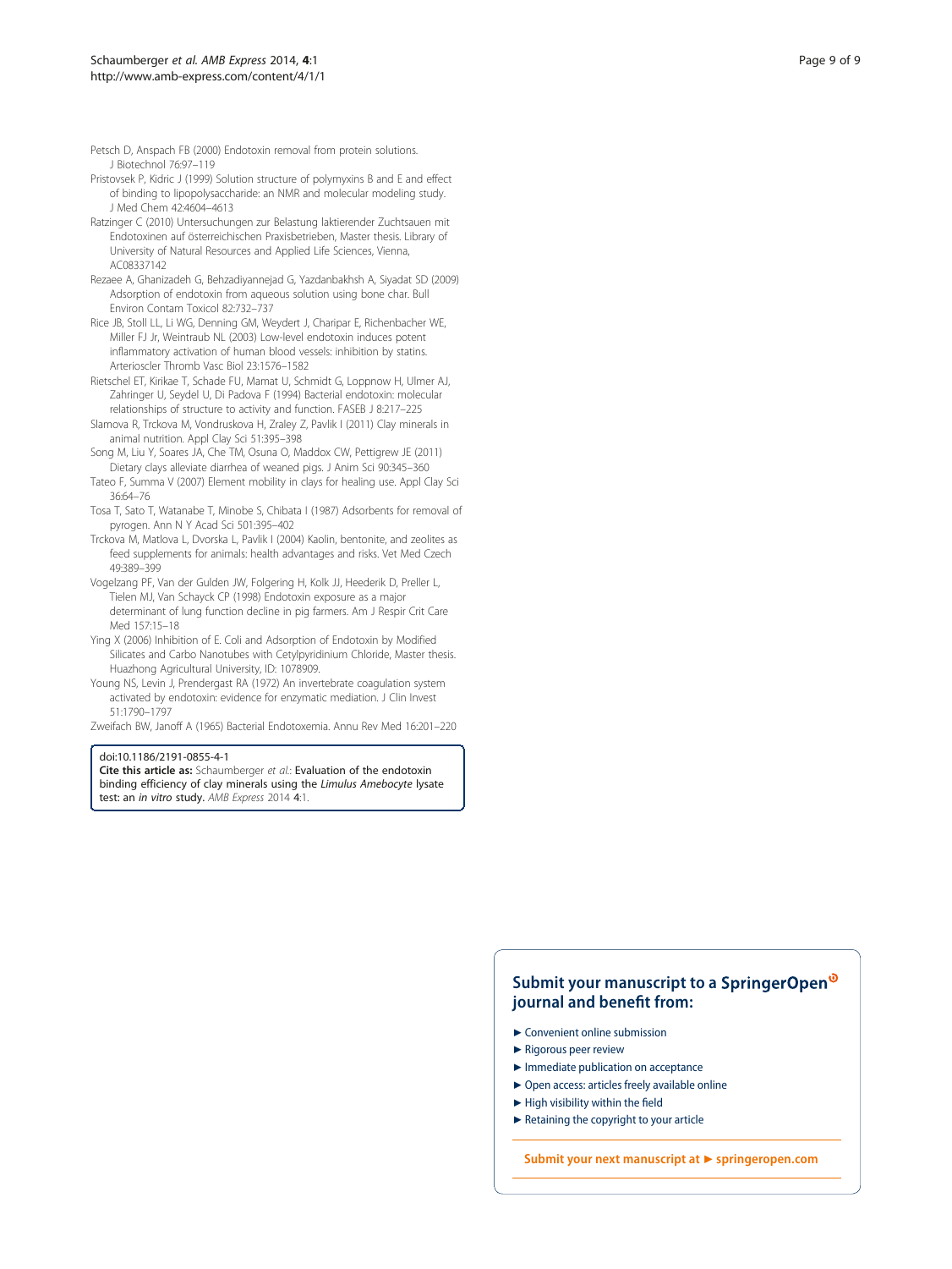Petsch D, Anspach FB (2000) Endotoxin removal from protein solutions. J Biotechnol 76:97–119

Pristovsek P, Kidric J (1999) Solution structure of polymyxins B and E and effect of binding to lipopolysaccharide: an NMR and molecular modeling study. J Med Chem 42:4604–4613

Ratzinger C (2010) Untersuchungen zur Belastung laktierender Zuchtsauen mit Endotoxinen auf österreichischen Praxisbetrieben, Master thesis. Library of University of Natural Resources and Applied Life Sciences, Vienna, AC08337142

Rezaee A, Ghanizadeh G, Behzadiyannejad G, Yazdanbakhsh A, Siyadat SD (2009) Adsorption of endotoxin from aqueous solution using bone char. Bull Environ Contam Toxicol 82:732–737

Rice JB, Stoll LL, Li WG, Denning GM, Weydert J, Charipar E, Richenbacher WE, Miller FJ Jr, Weintraub NL (2003) Low-level endotoxin induces potent inflammatory activation of human blood vessels: inhibition by statins. Arterioscler Thromb Vasc Biol 23:1576–1582

Rietschel ET, Kirikae T, Schade FU, Mamat U, Schmidt G, Loppnow H, Ulmer AJ, Zahringer U, Seydel U, Di Padova F (1994) Bacterial endotoxin: molecular relationships of structure to activity and function. FASEB J 8:217–225

Slamova R, Trckova M, Vondruskova H, Zraley Z, Pavlik I (2011) Clay minerals in animal nutrition. Appl Clay Sci 51:395–398

Song M, Liu Y, Soares JA, Che TM, Osuna O, Maddox CW, Pettigrew JE (2011) Dietary clays alleviate diarrhea of weaned pigs. J Anim Sci 90:345–360

Tateo F, Summa V (2007) Element mobility in clays for healing use. Appl Clay Sci 36:64–76

Tosa T, Sato T, Watanabe T, Minobe S, Chibata I (1987) Adsorbents for removal of pyrogen. Ann N Y Acad Sci 501:395–402

Trckova M, Matlova L, Dvorska L, Pavlik I (2004) Kaolin, bentonite, and zeolites as feed supplements for animals: health advantages and risks. Vet Med Czech 49:389–399

Vogelzang PF, Van der Gulden JW, Folgering H, Kolk JJ, Heederik D, Preller L, Tielen MJ, Van Schayck CP (1998) Endotoxin exposure as a major determinant of lung function decline in pig farmers. Am J Respir Crit Care Med 157:15–18

Ying X (2006) Inhibition of E. Coli and Adsorption of Endotoxin by Modified Silicates and Carbo Nanotubes with Cetylpyridinium Chloride, Master thesis. Huazhong Agricultural University, ID: 1078909.

Young NS, Levin J, Prendergast RA (1972) An invertebrate coagulation system activated by endotoxin: evidence for enzymatic mediation. J Clin Invest 51:1790–1797

Zweifach BW, Janoff A (1965) Bacterial Endotoxemia. Annu Rev Med 16:201–220

doi:10.1186/2191-0855-4-1

**Cite this article as:** Schaumberger *et al.*: Evaluation of the endotoxin binding efficiency of clay minerals using the *Limulus Amebocyte* lysate test: an *in vitro* study. *AMB Express* 2014 **4**:1.

**Submit your manuscript to a SpringerOpen journal and benefit from:**

- ► Convenient online submission
- ► Rigorous peer review
- ► Immediate publication on acceptance
- ► Open access: articles freely available online
- ► High visibility within the field
- ► Retaining the copyright to your article

**Submit your next manuscript at ► springeropen.com**